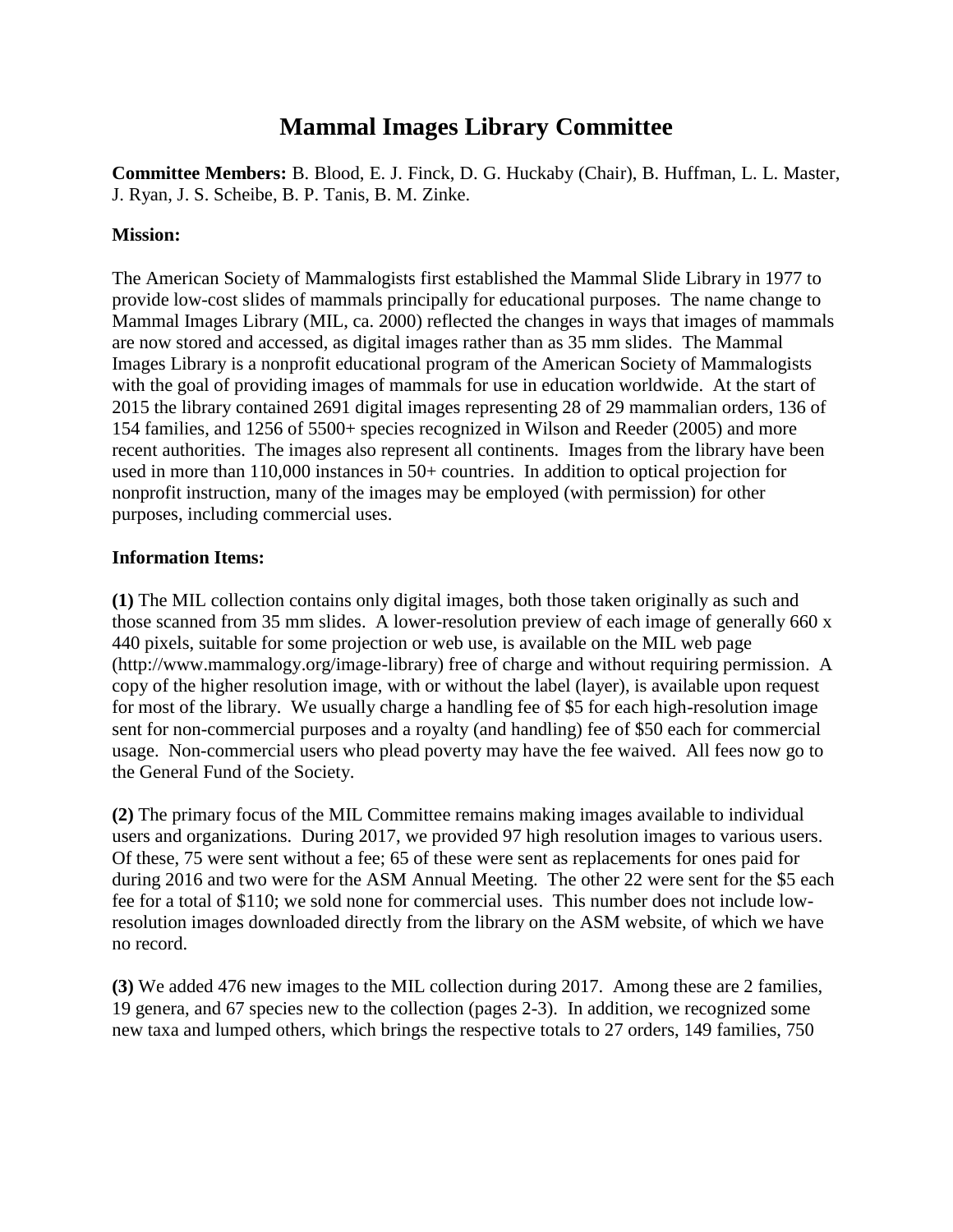# Mammal Images Library Committee

**Committee Members:** B. Blood, E. J. Finck, D. G. Huckaby (Chair), B. Huffman, L. L. Master, J. Ryan, J. S. Scheibe, B. P. Tanis, B. M. Zinke.

**Mission:**

The American Society of Mammalogists first established the Mammal Slide Library in 1977 to provide low-cost slides of mammals principally for educational purposes. The name change to Mammal Images Library (MIL, ca. 2000) reflected the changes in ways that images of mammals are now stored and accessed, as digital images rather than as 35 mm slides. The Mammal Images Library is a nonprofit educational program of the American Society of Mammalogists with the goal of providing images of mammals for use in education worldwide. At the start of 2015 the library contained 2691 digital images representing 28 of 29 mammalian orders, 136 of 154 families, and 1256 of 5500+ species recognized in Wilson and Reeder (2005) and more recent authorities. The images also represent all continents. Images from the library have been used in more than 110,000 instances in 50+ countries. In addition to optical projection for nonprofit instruction, many of the images may be employed (with permission) for other purposes, including commercial uses.

**Information Items:**

**(1)** The MIL collection contains only digital images, both those taken originally as such and those scanned from 35 mm slides. A lower-resolution preview of each image of generally 660 x 440 pixels, suitable for some projection or web use, is available on the MIL web page (http://www.mammalogy.org/image-library) free of charge and without requiring permission. A copy of the higher resolution image, with or without the label (layer), is available upon request for most of the library. We usually charge a handling fee of $5 for each high-resolution image sent for non-commercial purposes and a royalty (and handling) fee of $50 each for commercial usage. Non-commercial users who plead poverty may have the fee waived. All fees now go to the General Fund of the Society.

**(2)** The primary focus of the MIL Committee remains making images available to individual users and organizations. During 2017, we provided 97 high resolution images to various users. Of these, 75 were sent without a fee; 65 of these were sent as replacements for ones paid for during 2016 and two were for the ASM Annual Meeting. The other 22 were sent for the $5 each fee for a total of $110; we sold none for commercial uses. This number does not include low-resolution images downloaded directly from the library on the ASM website, of which we have no record.

**(3)** We added 476 new images to the MIL collection during 2017. Among these are 2 families, 19 genera, and 67 species new to the collection (pages 2-3). In addition, we recognized some new taxa and lumped others, which brings the respective totals to 27 orders, 149 families, 750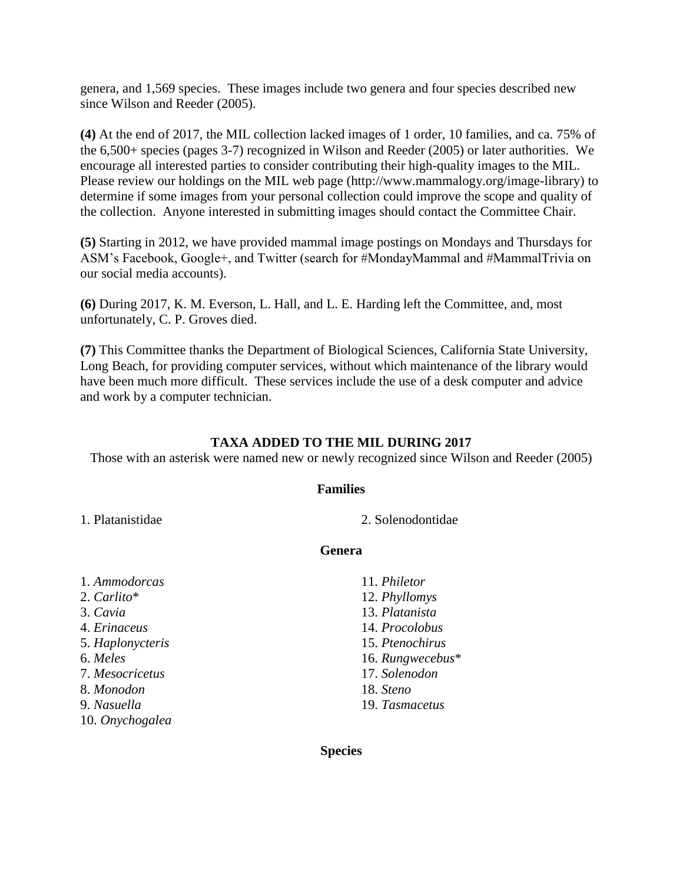genera, and 1,569 species. These images include two genera and four species described new since Wilson and Reeder (2005).

**(4)** At the end of 2017, the MIL collection lacked images of 1 order, 10 families, and ca. 75% of the 6,500+ species (pages 3-7) recognized in Wilson and Reeder (2005) or later authorities. We encourage all interested parties to consider contributing their high-quality images to the MIL. Please review our holdings on the MIL web page (http://www.mammalogy.org/image-library) to determine if some images from your personal collection could improve the scope and quality of the collection. Anyone interested in submitting images should contact the Committee Chair.

**(5)** Starting in 2012, we have provided mammal image postings on Mondays and Thursdays for ASM's Facebook, Google+, and Twitter (search for #MondayMammal and #MammalTrivia on our social media accounts).

**(6)** During 2017, K. M. Everson, L. Hall, and L. E. Harding left the Committee, and, most unfortunately, C. P. Groves died.

**(7)** This Committee thanks the Department of Biological Sciences, California State University, Long Beach, for providing computer services, without which maintenance of the library would have been much more difficult. These services include the use of a desk computer and advice and work by a computer technician.

## TAXA ADDED TO THE MIL DURING 2017

Those with an asterisk were named new or newly recognized since Wilson and Reeder (2005)

### Families

1. Platanistidae
2. Solenodontidae

### Genera

1. *Ammodorcas*
2. *Carlito**
3. *Cavia*
4. *Erinaceus*
5. *Haplonycteris*
6. *Meles*
7. *Mesocricetus*
8. *Monodon*
9. *Nasuella*
10. *Onychogalea*
11. *Philetor*
12. *Phyllomys*
13. *Platanista*
14. *Procolobus*
15. *Ptenochirus*
16. *Rungwecebus**
17. *Solenodon*
18. *Steno*
19. *Tasmacetus*

### Species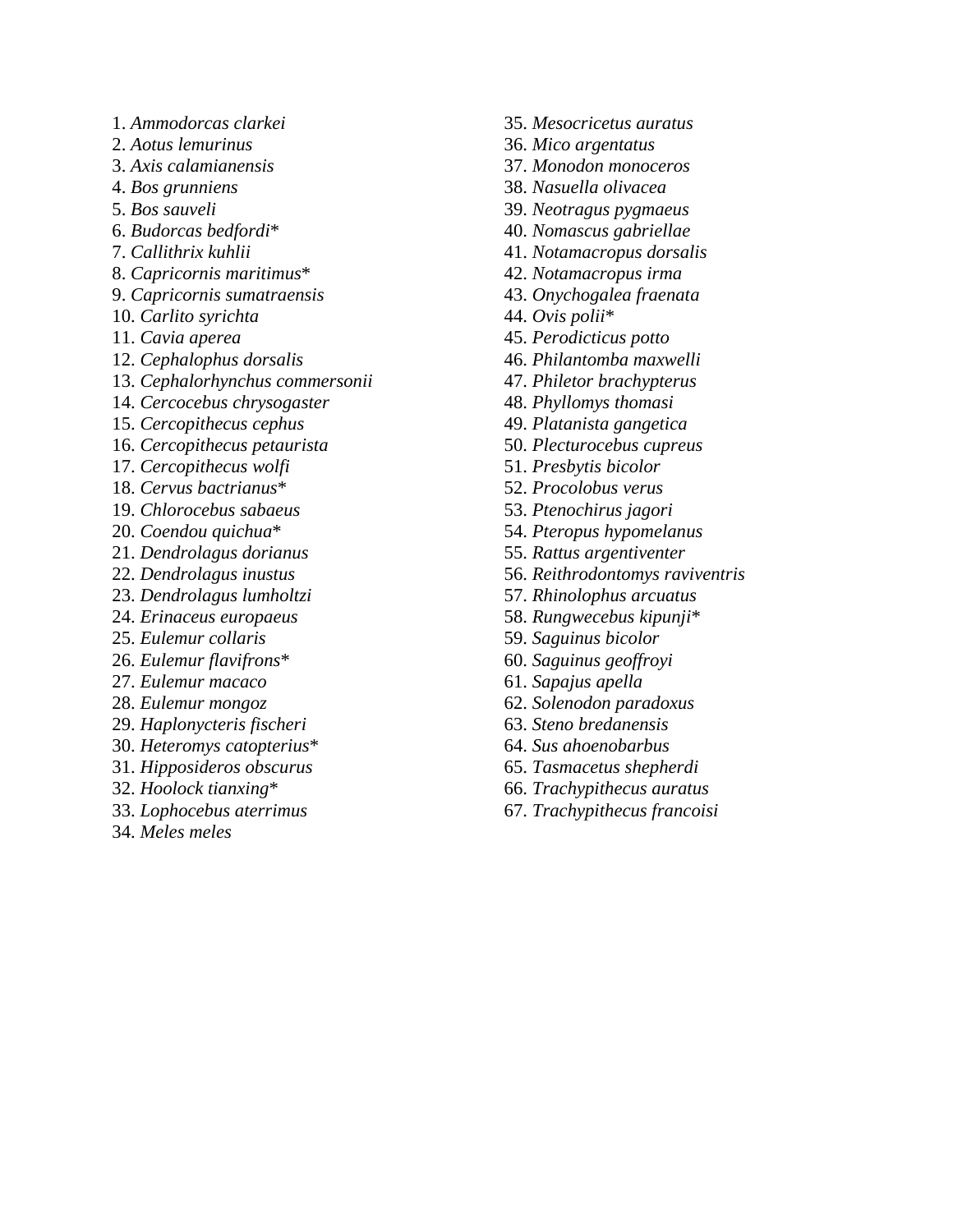1. *Ammodorcas clarkei*
2. *Aotus lemurinus*
3. *Axis calamianensis*
4. *Bos grunniens*
5. *Bos sauveli*
6. *Budorcas bedfordi**
7. *Callithrix kuhlii*
8. *Capricornis maritimus**
9. *Capricornis sumatraensis*
10. *Carlito syrichta*
11. *Cavia aperea*
12. *Cephalophus dorsalis*
13. *Cephalorhynchus commersonii*
14. *Cercocebus chrysogaster*
15. *Cercopithecus cephus*
16. *Cercopithecus petaurista*
17. *Cercopithecus wolfi*
18. *Cervus bactrianus**
19. *Chlorocebus sabaeus*
20. *Coendou quichua**
21. *Dendrolagus dorianus*
22. *Dendrolagus inustus*
23. *Dendrolagus lumholtzi*
24. *Erinaceus europaeus*
25. *Eulemur collaris*
26. *Eulemur flavifrons**
27. *Eulemur macaco*
28. *Eulemur mongoz*
29. *Haplonycteris fischeri*
30. *Heteromys catopterius**
31. *Hipposideros obscurus*
32. *Hoolock tianxing**
33. *Lophocebus aterrimus*
34. *Meles meles*
35. *Mesocricetus auratus*
36. *Mico argentatus*
37. *Monodon monoceros*
38. *Nasuella olivacea*
39. *Neotragus pygmaeus*
40. *Nomascus gabriellae*
41. *Notamacropus dorsalis*
42. *Notamacropus irma*
43. *Onychogalea fraenata*
44. *Ovis polii**
45. *Perodicticus potto*
46. *Philantomba maxwelli*
47. *Philetor brachypterus*
48. *Phyllomys thomasi*
49. *Platanista gangetica*
50. *Plecturocebus cupreus*
51. *Presbytis bicolor*
52. *Procolobus verus*
53. *Ptenochirus jagori*
54. *Pteropus hypomelanus*
55. *Rattus argentiventer*
56. *Reithrodontomys raviventris*
57. *Rhinolophus arcuatus*
58. *Rungwecebus kipunji**
59. *Saguinus bicolor*
60. *Saguinus geoffroyi*
61. *Sapajus apella*
62. *Solenodon paradoxus*
63. *Steno bredanensis*
64. *Sus ahoenobarbus*
65. *Tasmacetus shepherdi*
66. *Trachypithecus auratus*
67. *Trachypithecus francoisi*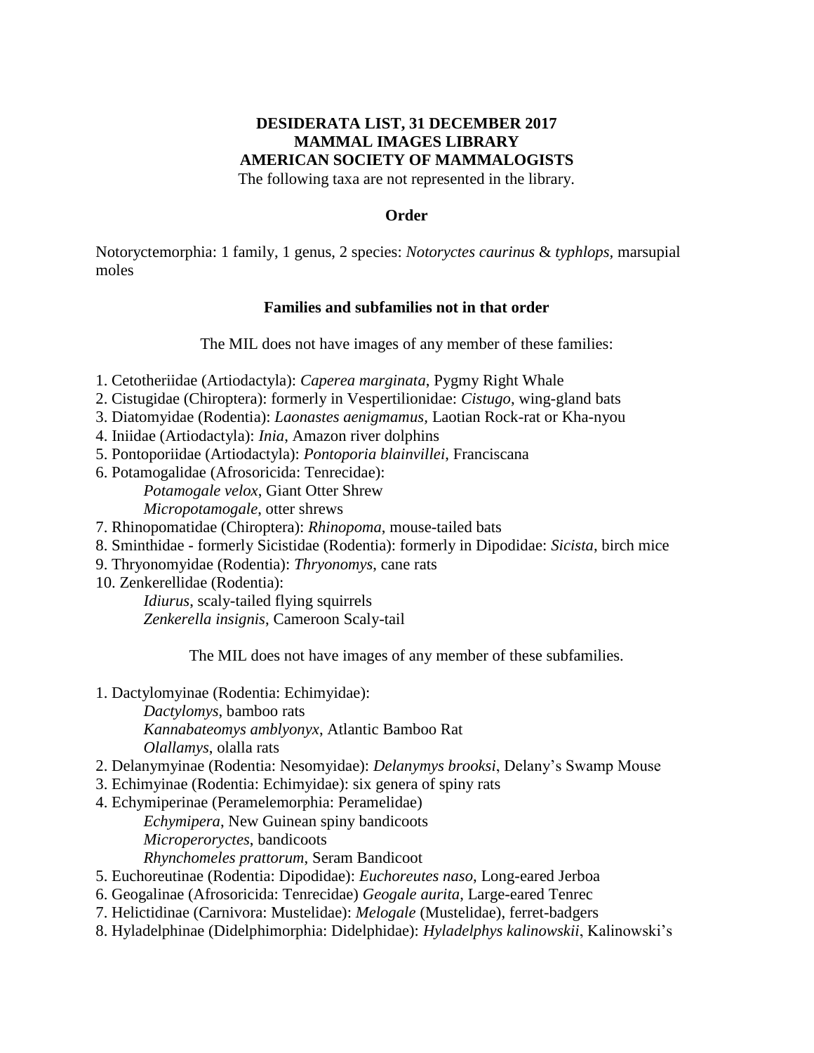**DESIDERATA LIST, 31 DECEMBER 2017**
**MAMMAL IMAGES LIBRARY**
**AMERICAN SOCIETY OF MAMMALOGISTS**

The following taxa are not represented in the library.

**Order**

Notoryctemorphia: 1 family, 1 genus, 2 species: *Notoryctes caurinus* & *typhlops,* marsupial moles

**Families and subfamilies not in that order**

The MIL does not have images of any member of these families:

1. Cetotheriidae (Artiodactyla): *Caperea marginata*, Pygmy Right Whale
2. Cistugidae (Chiroptera): formerly in Vespertilionidae: *Cistugo*, wing-gland bats
3. Diatomyidae (Rodentia): *Laonastes aenigmamus*, Laotian Rock-rat or Kha-nyou
4. Iniidae (Artiodactyla): *Inia*, Amazon river dolphins
5. Pontoporiidae (Artiodactyla): *Pontoporia blainvillei*, Franciscana
6. Potamogalidae (Afrosoricida: Tenrecidae):
   *Potamogale velox*, Giant Otter Shrew
   *Micropotamogale*, otter shrews
7. Rhinopomatidae (Chiroptera): *Rhinopoma*, mouse-tailed bats
8. Sminthidae - formerly Sicistidae (Rodentia): formerly in Dipodidae: *Sicista,* birch mice
9. Thryonomyidae (Rodentia): *Thryonomys*, cane rats
10. Zenkerellidae (Rodentia):
   *Idiurus*, scaly-tailed flying squirrels
   *Zenkerella insignis*, Cameroon Scaly-tail

The MIL does not have images of any member of these subfamilies.

1. Dactylomyinae (Rodentia: Echimyidae):
   *Dactylomys*, bamboo rats
   *Kannabateomys amblyonyx*, Atlantic Bamboo Rat
   *Olallamys*, olalla rats
2. Delanymyinae (Rodentia: Nesomyidae): *Delanymys brooksi*, Delany's Swamp Mouse
3. Echimyinae (Rodentia: Echimyidae): six genera of spiny rats
4. Echymiperinae (Peramelemorphia: Peramelidae)
   *Echymipera*, New Guinean spiny bandicoots
   *Microperoryctes*, bandicoots
   *Rhynchomeles prattorum*, Seram Bandicoot
5. Euchoreutinae (Rodentia: Dipodidae): *Euchoreutes naso*, Long-eared Jerboa
6. Geogalinae (Afrosoricida: Tenrecidae) *Geogale aurita*, Large-eared Tenrec
7. Helictidinae (Carnivora: Mustelidae): *Melogale* (Mustelidae), ferret-badgers
8. Hyladelphinae (Didelphimorphia: Didelphidae): *Hyladelphys kalinowskii*, Kalinowski's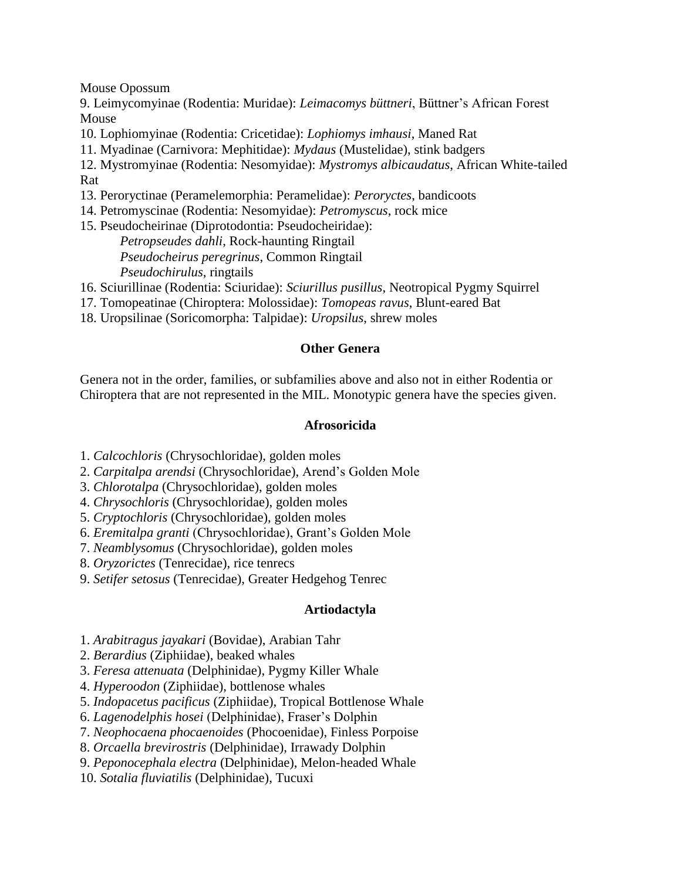Mouse Opossum

9. Leimycomyinae (Rodentia: Muridae): *Leimacomys büttneri*, Büttner's African Forest Mouse
10. Lophiomyinae (Rodentia: Cricetidae): *Lophiomys imhausi*, Maned Rat
11. Myadinae (Carnivora: Mephitidae): *Mydaus* (Mustelidae), stink badgers
12. Mystromyinae (Rodentia: Nesomyidae): *Mystromys albicaudatus*, African White-tailed Rat
13. Peroryctinae (Peramelemorphia: Peramelidae): *Peroryctes*, bandicoots
14. Petromyscinae (Rodentia: Nesomyidae): *Petromyscus*, rock mice
15. Pseudocheirinae (Diprotodontia: Pseudocheiridae):
    - *Petropseudes dahli*, Rock-haunting Ringtail
    - *Pseudocheirus peregrinus*, Common Ringtail
    - *Pseudochirulus*, ringtails
16. Sciurillinae (Rodentia: Sciuridae): *Sciurillus pusillus*, Neotropical Pygmy Squirrel
17. Tomopeatinae (Chiroptera: Molossidae): *Tomopeas ravus*, Blunt-eared Bat
18. Uropsilinae (Soricomorpha: Talpidae): *Uropsilus*, shrew moles

## Other Genera

Genera not in the order, families, or subfamilies above and also not in either Rodentia or Chiroptera that are not represented in the MIL. Monotypic genera have the species given.

### Afrosoricida

1. *Calcochloris* (Chrysochloridae), golden moles
2. *Carpitalpa arendsi* (Chrysochloridae), Arend's Golden Mole
3. *Chlorotalpa* (Chrysochloridae), golden moles
4. *Chrysochloris* (Chrysochloridae), golden moles
5. *Cryptochloris* (Chrysochloridae), golden moles
6. *Eremitalpa granti* (Chrysochloridae), Grant's Golden Mole
7. *Neamblysomus* (Chrysochloridae), golden moles
8. *Oryzorictes* (Tenrecidae), rice tenrecs
9. *Setifer setosus* (Tenrecidae), Greater Hedgehog Tenrec

### Artiodactyla

1. *Arabitragus jayakari* (Bovidae), Arabian Tahr
2. *Berardius* (Ziphiidae), beaked whales
3. *Feresa attenuata* (Delphinidae), Pygmy Killer Whale
4. *Hyperoodon* (Ziphiidae), bottlenose whales
5. *Indopacetus pacificus* (Ziphiidae), Tropical Bottlenose Whale
6. *Lagenodelphis hosei* (Delphinidae), Fraser's Dolphin
7. *Neophocaena phocaenoides* (Phocoenidae), Finless Porpoise
8. *Orcaella brevirostris* (Delphinidae), Irrawady Dolphin
9. *Peponocephala electra* (Delphinidae), Melon-headed Whale
10. *Sotalia fluviatilis* (Delphinidae), Tucuxi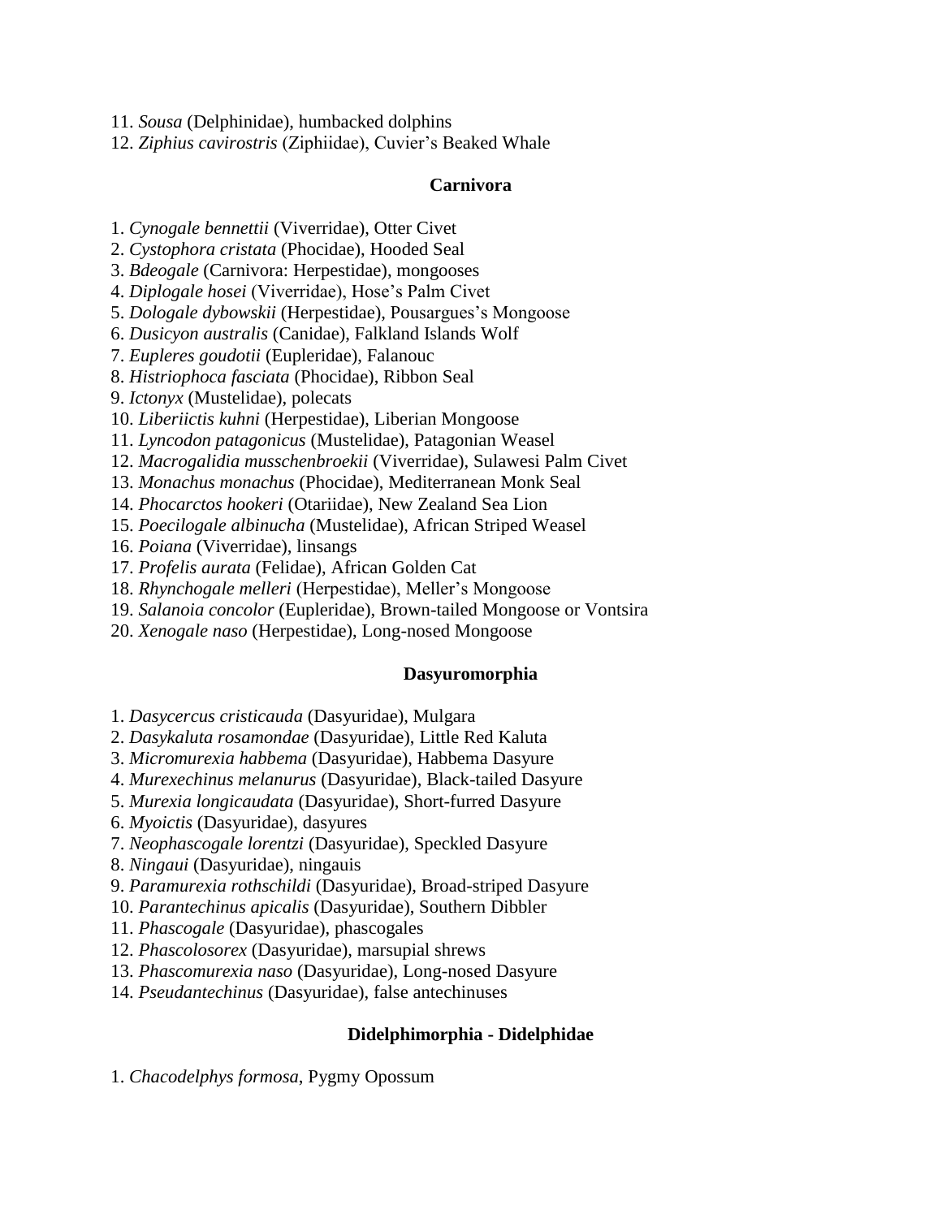11. *Sousa* (Delphinidae), humbacked dolphins
12. *Ziphius cavirostris* (Ziphiidae), Cuvier's Beaked Whale

**Carnivora**

1. *Cynogale bennettii* (Viverridae), Otter Civet
2. *Cystophora cristata* (Phocidae), Hooded Seal
3. *Bdeogale* (Carnivora: Herpestidae), mongooses
4. *Diplogale hosei* (Viverridae), Hose's Palm Civet
5. *Dologale dybowskii* (Herpestidae), Pousargues's Mongoose
6. *Dusicyon australis* (Canidae), Falkland Islands Wolf
7. *Eupleres goudotii* (Eupleridae), Falanouc
8. *Histriophoca fasciata* (Phocidae), Ribbon Seal
9. *Ictonyx* (Mustelidae), polecats
10. *Liberiictis kuhni* (Herpestidae), Liberian Mongoose
11. *Lyncodon patagonicus* (Mustelidae), Patagonian Weasel
12. *Macrogalidia musschenbroekii* (Viverridae), Sulawesi Palm Civet
13. *Monachus monachus* (Phocidae), Mediterranean Monk Seal
14. *Phocarctos hookeri* (Otariidae), New Zealand Sea Lion
15. *Poecilogale albinucha* (Mustelidae), African Striped Weasel
16. *Poiana* (Viverridae), linsangs
17. *Profelis aurata* (Felidae), African Golden Cat
18. *Rhynchogale melleri* (Herpestidae), Meller's Mongoose
19. *Salanoia concolor* (Eupleridae), Brown-tailed Mongoose or Vontsira
20. *Xenogale naso* (Herpestidae), Long-nosed Mongoose

**Dasyuromorphia**

1. *Dasycercus cristicauda* (Dasyuridae), Mulgara
2. *Dasykaluta rosamondae* (Dasyuridae), Little Red Kaluta
3. *Micromurexia habbema* (Dasyuridae), Habbema Dasyure
4. *Murexechinus melanurus* (Dasyuridae), Black-tailed Dasyure
5. *Murexia longicaudata* (Dasyuridae), Short-furred Dasyure
6. *Myoictis* (Dasyuridae), dasyures
7. *Neophascogale lorentzi* (Dasyuridae), Speckled Dasyure
8. *Ningaui* (Dasyuridae), ningauis
9. *Paramurexia rothschildi* (Dasyuridae), Broad-striped Dasyure
10. *Parantechinus apicalis* (Dasyuridae), Southern Dibbler
11. *Phascogale* (Dasyuridae), phascogales
12. *Phascolosorex* (Dasyuridae), marsupial shrews
13. *Phascomurexia naso* (Dasyuridae), Long-nosed Dasyure
14. *Pseudantechinus* (Dasyuridae), false antechinuses

**Didelphimorphia - Didelphidae**

1. *Chacodelphys formosa*, Pygmy Opossum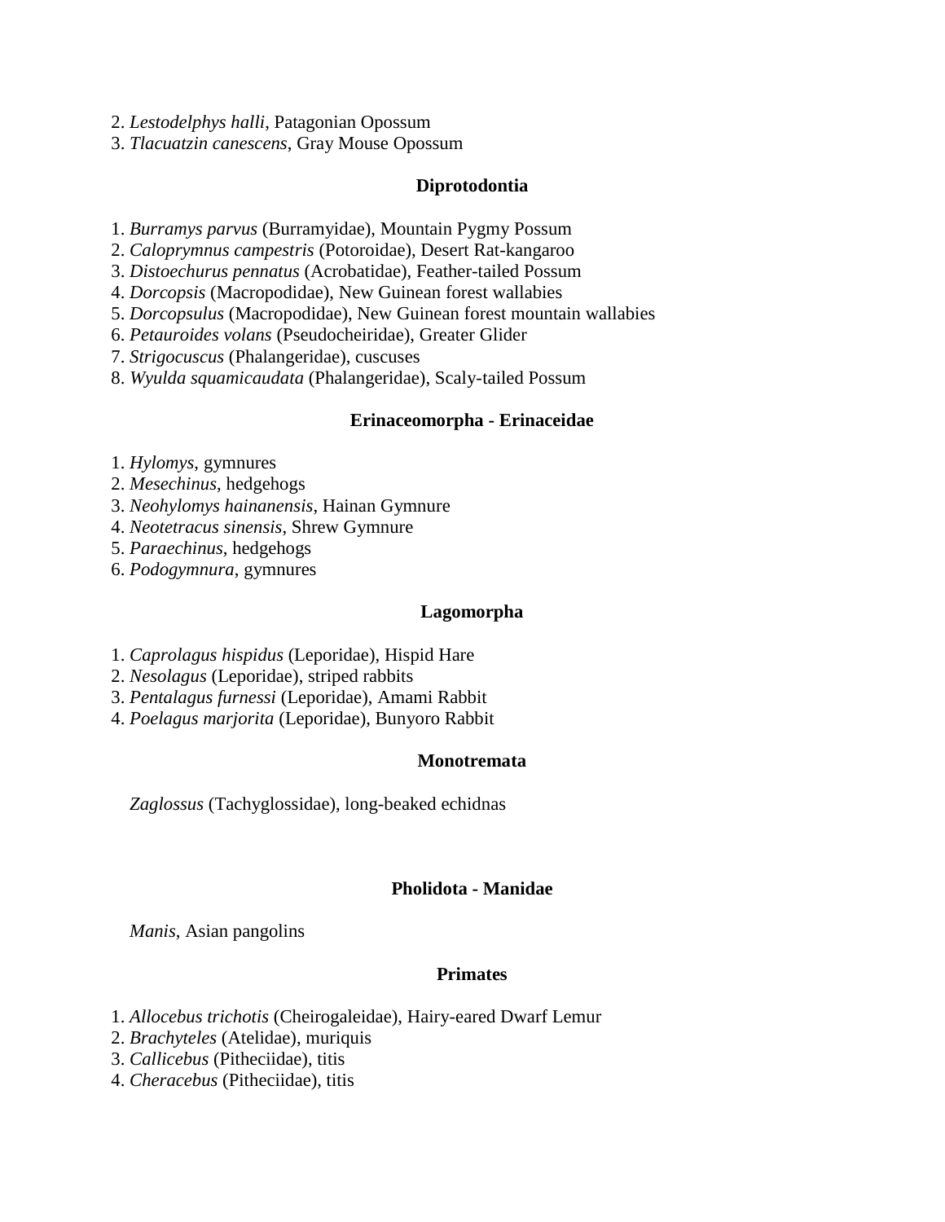2. *Lestodelphys halli*, Patagonian Opossum
3. *Tlacuatzin canescens*, Gray Mouse Opossum

**Diprotodontia**

1. *Burramys parvus* (Burramyidae), Mountain Pygmy Possum
2. *Caloprymnus campestris* (Potoroidae), Desert Rat-kangaroo
3. *Distoechurus pennatus* (Acrobatidae), Feather-tailed Possum
4. *Dorcopsis* (Macropodidae), New Guinean forest wallabies
5. *Dorcopsulus* (Macropodidae), New Guinean forest mountain wallabies
6. *Petauroides volans* (Pseudocheiridae), Greater Glider
7. *Strigocuscus* (Phalangeridae), cuscuses
8. *Wyulda squamicaudata* (Phalangeridae), Scaly-tailed Possum

**Erinaceomorpha - Erinaceidae**

1. *Hylomys*, gymnures
2. *Mesechinus*, hedgehogs
3. *Neohylomys hainanensis*, Hainan Gymnure
4. *Neotetracus sinensis*, Shrew Gymnure
5. *Paraechinus*, hedgehogs
6. *Podogymnura*, gymnures

**Lagomorpha**

1. *Caprolagus hispidus* (Leporidae), Hispid Hare
2. *Nesolagus* (Leporidae), striped rabbits
3. *Pentalagus furnessi* (Leporidae), Amami Rabbit
4. *Poelagus marjorita* (Leporidae), Bunyoro Rabbit

**Monotremata**

*Zaglossus* (Tachyglossidae), long-beaked echidnas

**Pholidota - Manidae**

*Manis*, Asian pangolins

**Primates**

1. *Allocebus trichotis* (Cheirogaleidae), Hairy-eared Dwarf Lemur
2. *Brachyteles* (Atelidae), muriquis
3. *Callicebus* (Pitheciidae), titis
4. *Cheracebus* (Pitheciidae), titis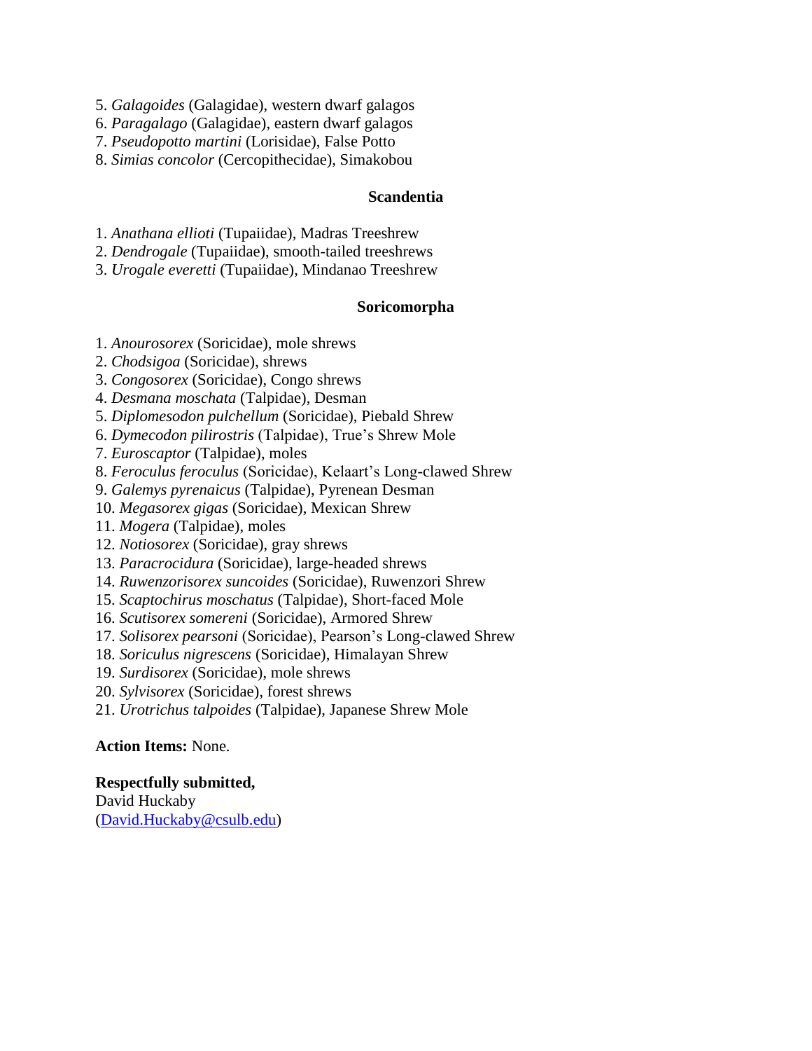5. *Galagoides* (Galagidae), western dwarf galagos
6. *Paragalago* (Galagidae), eastern dwarf galagos
7. *Pseudopotto martini* (Lorisidae), False Potto
8. *Simias concolor* (Cercopithecidae), Simakobou

### Scandentia

1. *Anathana ellioti* (Tupaiidae), Madras Treeshrew
2. *Dendrogale* (Tupaiidae), smooth-tailed treeshrews
3. *Urogale everetti* (Tupaiidae), Mindanao Treeshrew

### Soricomorpha

1. *Anourosorex* (Soricidae), mole shrews
2. *Chodsigoa* (Soricidae), shrews
3. *Congosorex* (Soricidae), Congo shrews
4. *Desmana moschata* (Talpidae), Desman
5. *Diplomesodon pulchellum* (Soricidae), Piebald Shrew
6. *Dymecodon pilirostris* (Talpidae), True's Shrew Mole
7. *Euroscaptor* (Talpidae), moles
8. *Feroculus feroculus* (Soricidae), Kelaart's Long-clawed Shrew
9. *Galemys pyrenaicus* (Talpidae), Pyrenean Desman
10. *Megasorex gigas* (Soricidae), Mexican Shrew
11. *Mogera* (Talpidae), moles
12. *Notiosorex* (Soricidae), gray shrews
13. *Paracrocidura* (Soricidae), large-headed shrews
14. *Ruwenzorisorex suncoides* (Soricidae), Ruwenzori Shrew
15. *Scaptochirus moschatus* (Talpidae), Short-faced Mole
16. *Scutisorex somereni* (Soricidae), Armored Shrew
17. *Solisorex pearsoni* (Soricidae), Pearson's Long-clawed Shrew
18. *Soriculus nigrescens* (Soricidae), Himalayan Shrew
19. *Surdisorex* (Soricidae), mole shrews
20. *Sylvisorex* (Soricidae), forest shrews
21. *Urotrichus talpoides* (Talpidae), Japanese Shrew Mole

**Action Items:** None.

**Respectfully submitted,**
David Huckaby
(David.Huckaby@csulb.edu)